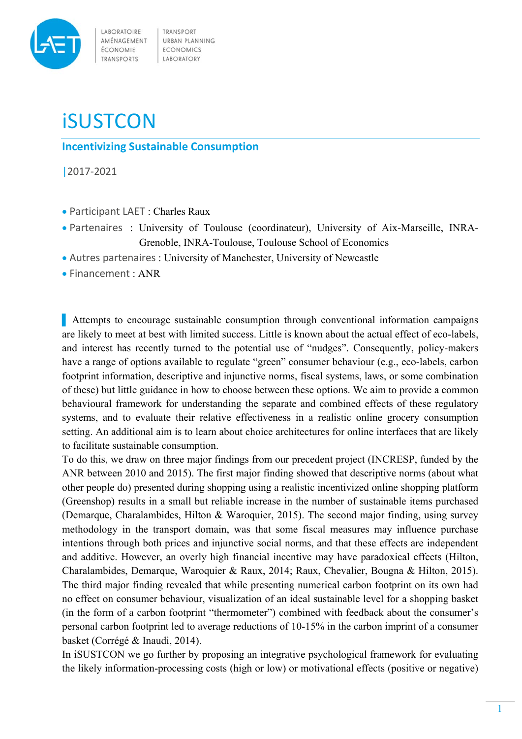LABORATOIRE AMÉNAGEMENT ÉCONOMIE TRANSPORTS | TRANSPORT URBAN PLANNING ECONOMICS LABORATORY

# iSUSTCON

## Incentivizing Sustainable Consumption

|2017-2021

- Participant LAET : Charles Raux
- Partenaires : University of Toulouse (coordinateur), University of Aix-Marseille, INRA-Grenoble, INRA-Toulouse, Toulouse School of Economics
- Autres partenaires : University of Manchester, University of Newcastle
- Financement : ANR

Attempts to encourage sustainable consumption through conventional information campaigns are likely to meet at best with limited success. Little is known about the actual effect of eco-labels, and interest has recently turned to the potential use of "nudges". Consequently, policy-makers have a range of options available to regulate "green" consumer behaviour (e.g., eco-labels, carbon footprint information, descriptive and injunctive norms, fiscal systems, laws, or some combination of these) but little guidance in how to choose between these options. We aim to provide a common behavioural framework for understanding the separate and combined effects of these regulatory systems, and to evaluate their relative effectiveness in a realistic online grocery consumption setting. An additional aim is to learn about choice architectures for online interfaces that are likely to facilitate sustainable consumption.

To do this, we draw on three major findings from our precedent project (INCRESP, funded by the ANR between 2010 and 2015). The first major finding showed that descriptive norms (about what other people do) presented during shopping using a realistic incentivized online shopping platform (Greenshop) results in a small but reliable increase in the number of sustainable items purchased (Demarque, Charalambides, Hilton & Waroquier, 2015). The second major finding, using survey methodology in the transport domain, was that some fiscal measures may influence purchase intentions through both prices and injunctive social norms, and that these effects are independent and additive. However, an overly high financial incentive may have paradoxical effects (Hilton, Charalambides, Demarque, Waroquier & Raux, 2014; Raux, Chevalier, Bougna & Hilton, 2015). The third major finding revealed that while presenting numerical carbon footprint on its own had no effect on consumer behaviour, visualization of an ideal sustainable level for a shopping basket (in the form of a carbon footprint "thermometer") combined with feedback about the consumer's personal carbon footprint led to average reductions of 10-15% in the carbon imprint of a consumer basket (Corrégé & Inaudi, 2014).

In iSUSTCON we go further by proposing an integrative psychological framework for evaluating the likely information-processing costs (high or low) or motivational effects (positive or negative)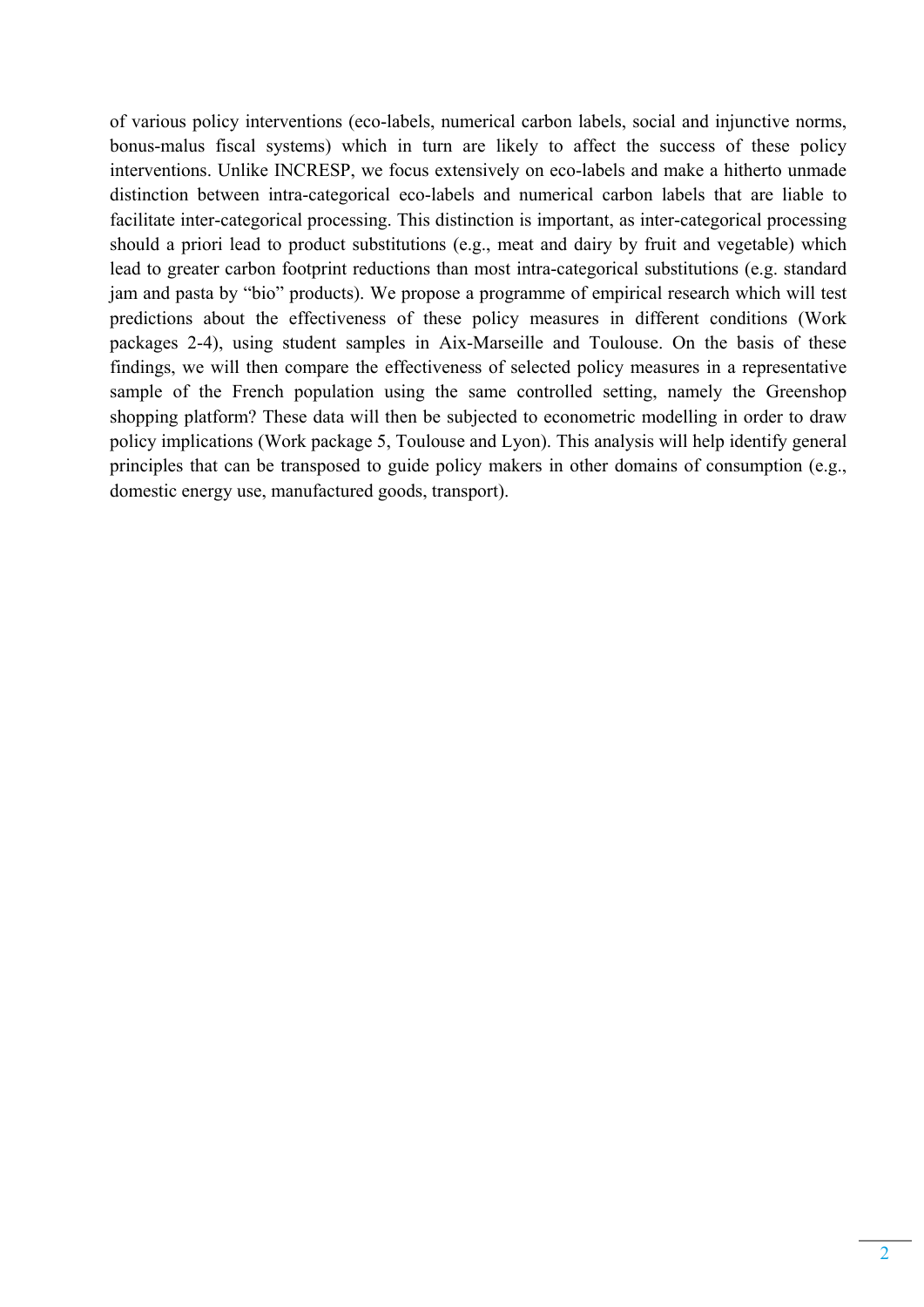of various policy interventions (eco-labels, numerical carbon labels, social and injunctive norms, bonus-malus fiscal systems) which in turn are likely to affect the success of these policy interventions. Unlike INCRESP, we focus extensively on eco-labels and make a hitherto unmade distinction between intra-categorical eco-labels and numerical carbon labels that are liable to facilitate inter-categorical processing. This distinction is important, as inter-categorical processing should a priori lead to product substitutions (e.g., meat and dairy by fruit and vegetable) which lead to greater carbon footprint reductions than most intra-categorical substitutions (e.g. standard jam and pasta by "bio" products). We propose a programme of empirical research which will test predictions about the effectiveness of these policy measures in different conditions (Work packages 2-4), using student samples in Aix-Marseille and Toulouse. On the basis of these findings, we will then compare the effectiveness of selected policy measures in a representative sample of the French population using the same controlled setting, namely the Greenshop shopping platform? These data will then be subjected to econometric modelling in order to draw policy implications (Work package 5, Toulouse and Lyon). This analysis will help identify general principles that can be transposed to guide policy makers in other domains of consumption (e.g., domestic energy use, manufactured goods, transport).